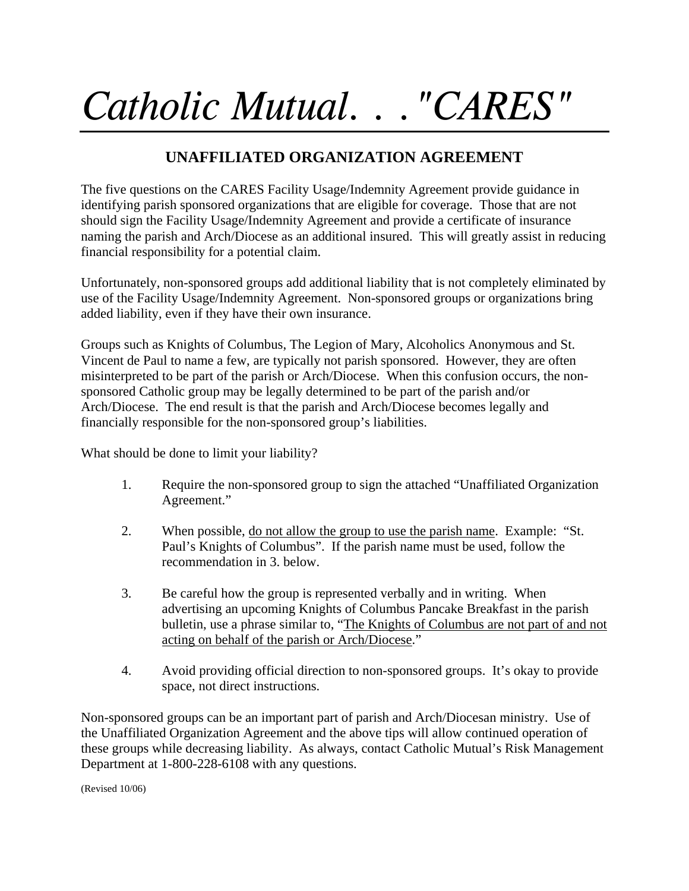# *Catholic Mutual. . ."CARES"*

## UNAFFILIATED ORGANIZATION AGREEMENT

The five questions on the CARES Facility Usage/Indemnity Agreement provide guidance in identifying parish sponsored organizations that are eligible for coverage. Those that are not should sign the Facility Usage/Indemnity Agreement and provide a certificate of insurance naming the parish and Arch/Diocese as an additional insured. This will greatly assist in reducing financial responsibility for a potential claim.

Unfortunately, non-sponsored groups add additional liability that is not completely eliminated by use of the Facility Usage/Indemnity Agreement. Non-sponsored groups or organizations bring added liability, even if they have their own insurance.

Groups such as Knights of Columbus, The Legion of Mary, Alcoholics Anonymous and St. Vincent de Paul to name a few, are typically not parish sponsored. However, they are often misinterpreted to be part of the parish or Arch/Diocese. When this confusion occurs, the non-sponsored Catholic group may be legally determined to be part of the parish and/or Arch/Diocese. The end result is that the parish and Arch/Diocese becomes legally and financially responsible for the non-sponsored group's liabilities.

What should be done to limit your liability?

1. Require the non-sponsored group to sign the attached "Unaffiliated Organization Agreement."

2. When possible, <u>do not allow the group to use the parish name</u>. Example: "St. Paul's Knights of Columbus". If the parish name must be used, follow the recommendation in 3. below.

3. Be careful how the group is represented verbally and in writing. When advertising an upcoming Knights of Columbus Pancake Breakfast in the parish bulletin, use a phrase similar to, "<u>The Knights of Columbus are not part of and not acting on behalf of the parish or Arch/Diocese</u>."

4. Avoid providing official direction to non-sponsored groups. It's okay to provide space, not direct instructions.

Non-sponsored groups can be an important part of parish and Arch/Diocesan ministry. Use of the Unaffiliated Organization Agreement and the above tips will allow continued operation of these groups while decreasing liability. As always, contact Catholic Mutual's Risk Management Department at 1-800-228-6108 with any questions.

(Revised 10/06)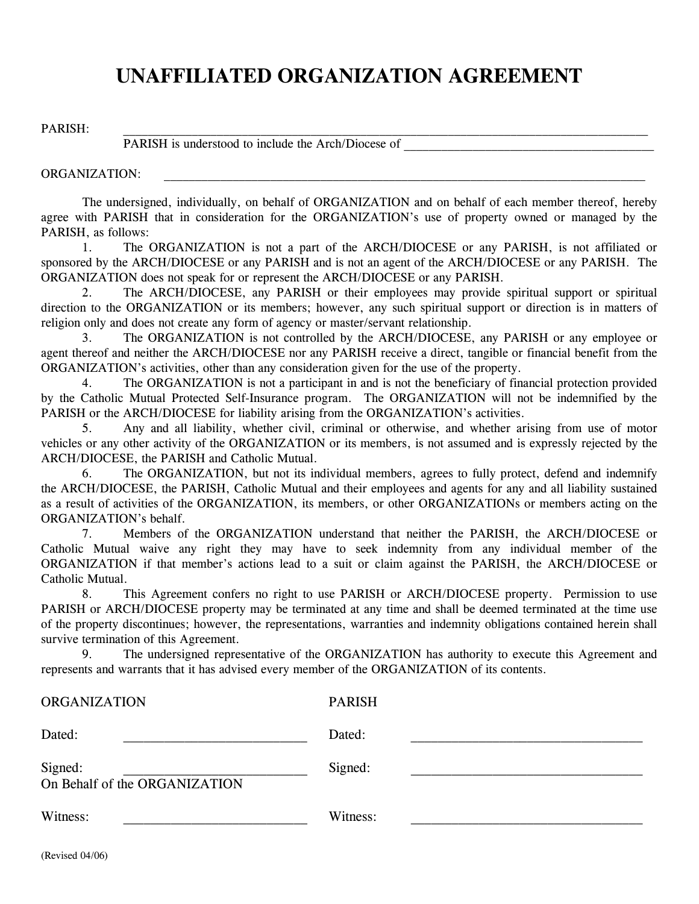# UNAFFILIATED ORGANIZATION AGREEMENT

PARISH: \_\_\_\_\_\_\_\_\_\_\_\_\_\_\_\_\_\_\_\_\_\_\_\_\_\_\_\_\_\_\_\_\_\_\_\_\_\_\_\_\_\_\_\_\_\_\_\_\_\_\_\_\_\_\_\_\_\_\_\_\_\_\_\_\_\_\_\_\_\_\_\_

PARISH is understood to include the Arch/Diocese of \_\_\_\_\_\_\_\_\_\_\_\_\_\_\_\_\_\_\_\_\_\_\_\_\_\_\_\_\_\_\_\_\_\_\_\_\_\_

ORGANIZATION: \_\_\_\_\_\_\_\_\_\_\_\_\_\_\_\_\_\_\_\_\_\_\_\_\_\_\_\_\_\_\_\_\_\_\_\_\_\_\_\_\_\_\_\_\_\_\_\_\_\_\_\_\_\_\_\_\_\_\_\_\_\_\_\_\_\_\_\_\_\_\_\_

The undersigned, individually, on behalf of ORGANIZATION and on behalf of each member thereof, hereby agree with PARISH that in consideration for the ORGANIZATION's use of property owned or managed by the PARISH, as follows:

1. The ORGANIZATION is not a part of the ARCH/DIOCESE or any PARISH, is not affiliated or sponsored by the ARCH/DIOCESE or any PARISH and is not an agent of the ARCH/DIOCESE or any PARISH. The ORGANIZATION does not speak for or represent the ARCH/DIOCESE or any PARISH.
2. The ARCH/DIOCESE, any PARISH or their employees may provide spiritual support or spiritual direction to the ORGANIZATION or its members; however, any such spiritual support or direction is in matters of religion only and does not create any form of agency or master/servant relationship.
3. The ORGANIZATION is not controlled by the ARCH/DIOCESE, any PARISH or any employee or agent thereof and neither the ARCH/DIOCESE nor any PARISH receive a direct, tangible or financial benefit from the ORGANIZATION's activities, other than any consideration given for the use of the property.
4. The ORGANIZATION is not a participant in and is not the beneficiary of financial protection provided by the Catholic Mutual Protected Self-Insurance program. The ORGANIZATION will not be indemnified by the PARISH or the ARCH/DIOCESE for liability arising from the ORGANIZATION's activities.
5. Any and all liability, whether civil, criminal or otherwise, and whether arising from use of motor vehicles or any other activity of the ORGANIZATION or its members, is not assumed and is expressly rejected by the ARCH/DIOCESE, the PARISH and Catholic Mutual.
6. The ORGANIZATION, but not its individual members, agrees to fully protect, defend and indemnify the ARCH/DIOCESE, the PARISH, Catholic Mutual and their employees and agents for any and all liability sustained as a result of activities of the ORGANIZATION, its members, or other ORGANIZATIONs or members acting on the ORGANIZATION's behalf.
7. Members of the ORGANIZATION understand that neither the PARISH, the ARCH/DIOCESE or Catholic Mutual waive any right they may have to seek indemnity from any individual member of the ORGANIZATION if that member's actions lead to a suit or claim against the PARISH, the ARCH/DIOCESE or Catholic Mutual.
8. This Agreement confers no right to use PARISH or ARCH/DIOCESE property. Permission to use PARISH or ARCH/DIOCESE property may be terminated at any time and shall be deemed terminated at the time use of the property discontinues; however, the representations, warranties and indemnity obligations contained herein shall survive termination of this Agreement.
9. The undersigned representative of the ORGANIZATION has authority to execute this Agreement and represents and warrants that it has advised every member of the ORGANIZATION of its contents.

| ORGANIZATION | | PARISH | |
|---|---|---|---|
| Dated: | \_\_\_\_\_\_\_\_\_\_\_\_\_\_\_\_\_\_\_\_\_\_\_\_\_\_ | Dated: | \_\_\_\_\_\_\_\_\_\_\_\_\_\_\_\_\_\_\_\_\_\_\_\_\_\_ |
| Signed: | \_\_\_\_\_\_\_\_\_\_\_\_\_\_\_\_\_\_\_\_\_\_\_\_\_\_ | Signed: | \_\_\_\_\_\_\_\_\_\_\_\_\_\_\_\_\_\_\_\_\_\_\_\_\_\_ |
| On Behalf of the ORGANIZATION | | | |
| Witness: | \_\_\_\_\_\_\_\_\_\_\_\_\_\_\_\_\_\_\_\_\_\_\_\_\_\_ | Witness: | \_\_\_\_\_\_\_\_\_\_\_\_\_\_\_\_\_\_\_\_\_\_\_\_\_\_ |

(Revised 04/06)